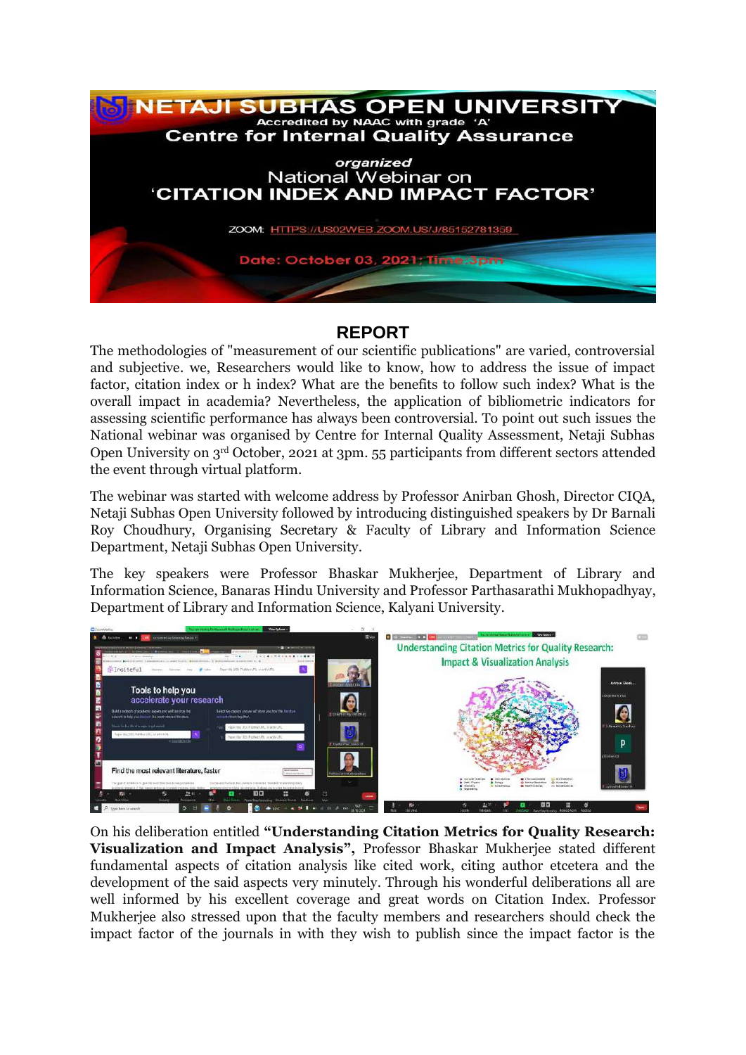# NETAJI SUBHAS OPEN UNIVERSITY

Accredited by NAAC with grade 'A'

## Centre for Internal Quality Assurance

*organized*

National Webinar on

**'CITATION INDEX AND IMPACT FACTOR'**

ZOOM: HTTPS://US02WEB.ZOOM.US/J/85152781359

Date: October 03, 2021; Time: 3pm

## REPORT

The methodologies of "measurement of our scientific publications" are varied, controversial and subjective. we, Researchers would like to know, how to address the issue of impact factor, citation index or h index? What are the benefits to follow such index? What is the overall impact in academia? Nevertheless, the application of bibliometric indicators for assessing scientific performance has always been controversial. To point out such issues the National webinar was organised by Centre for Internal Quality Assessment, Netaji Subhas Open University on 3rd October, 2021 at 3pm. 55 participants from different sectors attended the event through virtual platform.

The webinar was started with welcome address by Professor Anirban Ghosh, Director CIQA, Netaji Subhas Open University followed by introducing distinguished speakers by Dr Barnali Roy Choudhury, Organising Secretary & Faculty of Library and Information Science Department, Netaji Subhas Open University.

The key speakers were Professor Bhaskar Mukherjee, Department of Library and Information Science, Banaras Hindu University and Professor Parthasarathi Mukhopadhyay, Department of Library and Information Science, Kalyani University.

On his deliberation entitled **"Understanding Citation Metrics for Quality Research: Visualization and Impact Analysis"**, Professor Bhaskar Mukherjee stated different fundamental aspects of citation analysis like cited work, citing author etcetera and the development of the said aspects very minutely. Through his wonderful deliberations all are well informed by his excellent coverage and great words on Citation Index. Professor Mukherjee also stressed upon that the faculty members and researchers should check the impact factor of the journals in with they wish to publish since the impact factor is the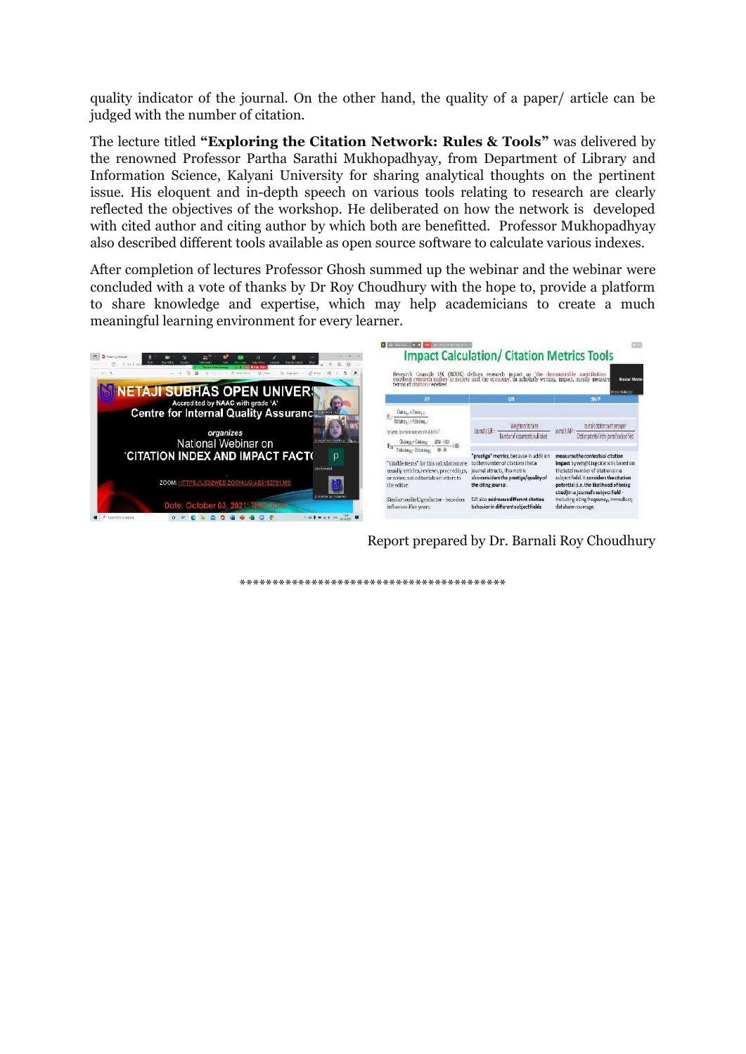quality indicator of the journal. On the other hand, the quality of a paper/ article can be judged with the number of citation.

The lecture titled **"Exploring the Citation Network: Rules & Tools"** was delivered by the renowned Professor Partha Sarathi Mukhopadhyay, from Department of Library and Information Science, Kalyani University for sharing analytical thoughts on the pertinent issue. His eloquent and in-depth speech on various tools relating to research are clearly reflected the objectives of the workshop. He deliberated on how the network is developed with cited author and citing author by which both are benefitted. Professor Mukhopadhyay also described different tools available as open source software to calculate various indexes.

After completion of lectures Professor Ghosh summed up the webinar and the webinar were concluded with a vote of thanks by Dr Roy Choudhury with the hope to, provide a platform to share knowledge and expertise, which may help academicians to create a much meaningful learning environment for every learner.

Report prepared by Dr. Barnali Roy Choudhury

\*\*\*\*\*\*\*\*\*\*\*\*\*\*\*\*\*\*\*\*\*\*\*\*\*\*\*\*\*\*\*\*\*\*\*\*\*\*\*\*\*\*